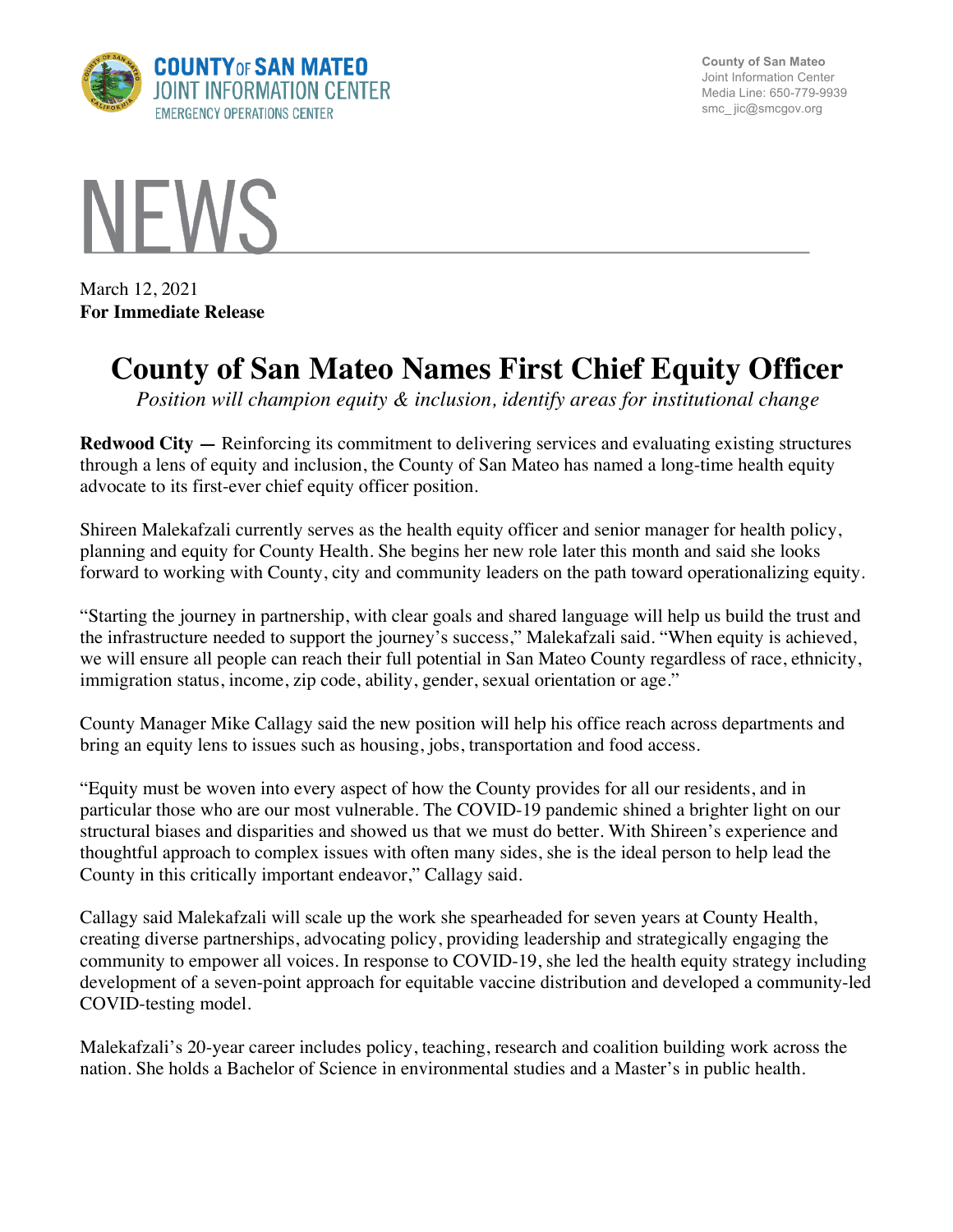COUNTY OF SAN MATEO
JOINT INFORMATION CENTER
EMERGENCY OPERATIONS CENTER

County of San Mateo
Joint Information Center
Media Line: 650-779-9939
smc_jic@smcgov.org

NEWS

March 12, 2021
**For Immediate Release**

# County of San Mateo Names First Chief Equity Officer

*Position will champion equity & inclusion, identify areas for institutional change*

**Redwood City —** Reinforcing its commitment to delivering services and evaluating existing structures through a lens of equity and inclusion, the County of San Mateo has named a long-time health equity advocate to its first-ever chief equity officer position.

Shireen Malekafzali currently serves as the health equity officer and senior manager for health policy, planning and equity for County Health. She begins her new role later this month and said she looks forward to working with County, city and community leaders on the path toward operationalizing equity.

"Starting the journey in partnership, with clear goals and shared language will help us build the trust and the infrastructure needed to support the journey's success," Malekafzali said. "When equity is achieved, we will ensure all people can reach their full potential in San Mateo County regardless of race, ethnicity, immigration status, income, zip code, ability, gender, sexual orientation or age."

County Manager Mike Callagy said the new position will help his office reach across departments and bring an equity lens to issues such as housing, jobs, transportation and food access.

"Equity must be woven into every aspect of how the County provides for all our residents, and in particular those who are our most vulnerable. The COVID-19 pandemic shined a brighter light on our structural biases and disparities and showed us that we must do better. With Shireen's experience and thoughtful approach to complex issues with often many sides, she is the ideal person to help lead the County in this critically important endeavor," Callagy said.

Callagy said Malekafzali will scale up the work she spearheaded for seven years at County Health, creating diverse partnerships, advocating policy, providing leadership and strategically engaging the community to empower all voices. In response to COVID-19, she led the health equity strategy including development of a seven-point approach for equitable vaccine distribution and developed a community-led COVID-testing model.

Malekafzali's 20-year career includes policy, teaching, research and coalition building work across the nation. She holds a Bachelor of Science in environmental studies and a Master's in public health.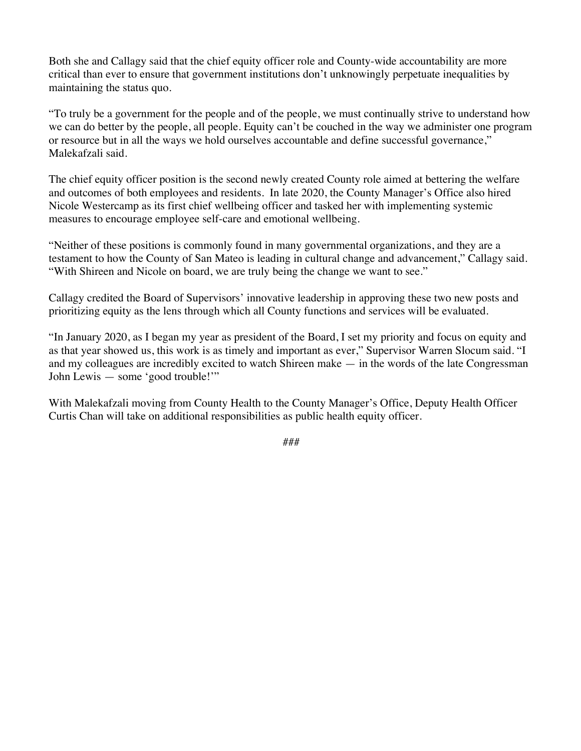Both she and Callagy said that the chief equity officer role and County-wide accountability are more critical than ever to ensure that government institutions don't unknowingly perpetuate inequalities by maintaining the status quo.

"To truly be a government for the people and of the people, we must continually strive to understand how we can do better by the people, all people. Equity can't be couched in the way we administer one program or resource but in all the ways we hold ourselves accountable and define successful governance," Malekafzali said.

The chief equity officer position is the second newly created County role aimed at bettering the welfare and outcomes of both employees and residents. In late 2020, the County Manager's Office also hired Nicole Westercamp as its first chief wellbeing officer and tasked her with implementing systemic measures to encourage employee self-care and emotional wellbeing.

"Neither of these positions is commonly found in many governmental organizations, and they are a testament to how the County of San Mateo is leading in cultural change and advancement," Callagy said. "With Shireen and Nicole on board, we are truly being the change we want to see."

Callagy credited the Board of Supervisors' innovative leadership in approving these two new posts and prioritizing equity as the lens through which all County functions and services will be evaluated.

"In January 2020, as I began my year as president of the Board, I set my priority and focus on equity and as that year showed us, this work is as timely and important as ever," Supervisor Warren Slocum said. "I and my colleagues are incredibly excited to watch Shireen make — in the words of the late Congressman John Lewis — some 'good trouble!'"

With Malekafzali moving from County Health to the County Manager's Office, Deputy Health Officer Curtis Chan will take on additional responsibilities as public health equity officer.

###